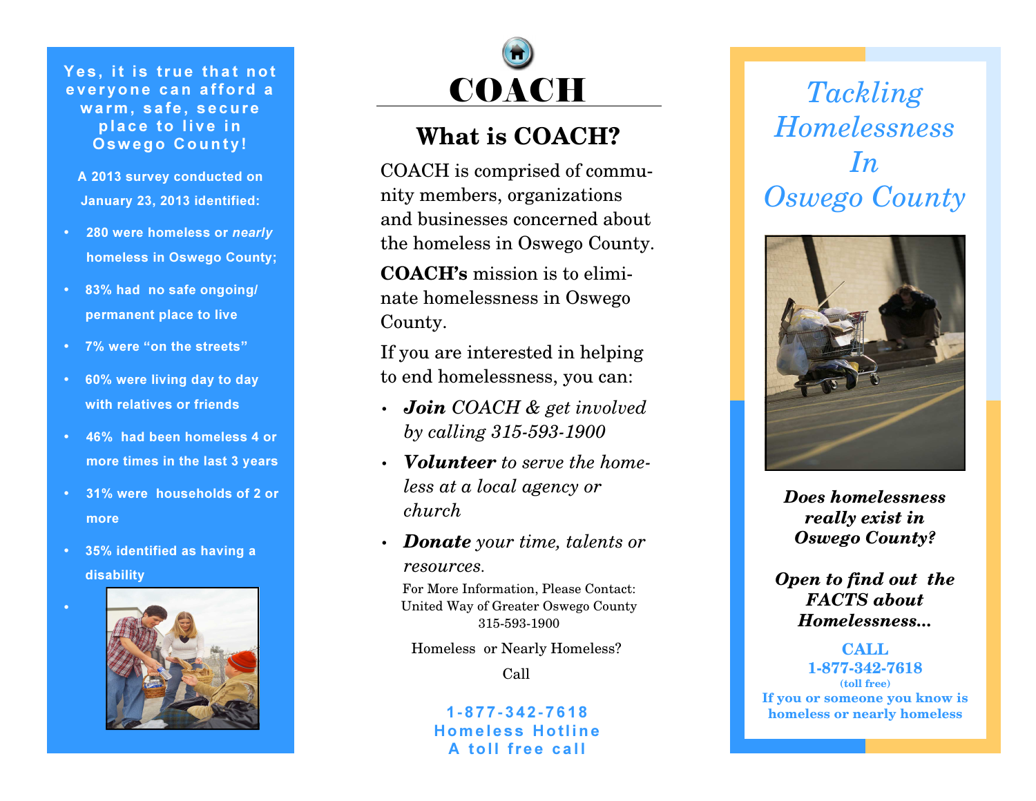**Yes, it is true that not everyone can afford a warm, safe, secure place to live in Oswego County!**

**A 2013 survey conducted on January 23, 2013 identified:**

- **280 were homeless or *nearly* homeless in Oswego County;**
- **83% had no safe ongoing/ permanent place to live**
- **7% were "on the streets"**
- **60% were living day to day with relatives or friends**
- **46% had been homeless 4 or more times in the last 3 years**
- **31% were households of 2 or more**
- **35% identified as having a disability**

# COACH

## What is COACH?

COACH is comprised of community members, organizations and businesses concerned about the homeless in Oswego County.

**COACH's** mission is to eliminate homelessness in Oswego County.

If you are interested in helping to end homelessness, you can:

- ***Join*** *COACH & get involved by calling 315-593-1900*
- ***Volunteer*** *to serve the homeless at a local agency or church*
- ***Donate*** *your time, talents or resources.*

For More Information, Please Contact:
United Way of Greater Oswego County
315-593-1900

Homeless or Nearly Homeless?

Call

**1-877-342-7618**
**Homeless Hotline**
**A toll free call**

# *Tackling Homelessness In Oswego County*

***Does homelessness really exist in Oswego County?***

***Open to find out the FACTS about Homelessness...***

**CALL**
**1-877-342-7618**
**(toll free)**
**If you or someone you know is homeless or nearly homeless**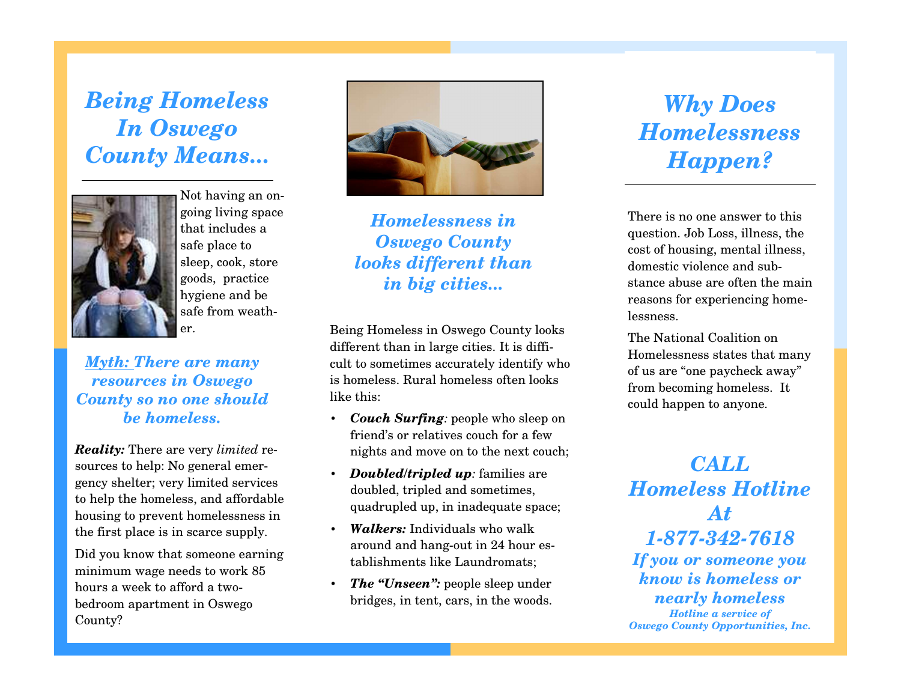# *Being Homeless In Oswego County Means...*

Not having an ongoing living space that includes a safe place to sleep, cook, store goods, practice hygiene and be safe from weather.

### *Myth: There are many resources in Oswego County so no one should be homeless.*

***Reality:*** There are very *limited* resources to help: No general emergency shelter; very limited services to help the homeless, and affordable housing to prevent homelessness in the first place is in scarce supply.

Did you know that someone earning minimum wage needs to work 85 hours a week to afford a two-bedroom apartment in Oswego County?

## *Homelessness in Oswego County looks different than in big cities...*

Being Homeless in Oswego County looks different than in large cities. It is difficult to sometimes accurately identify who is homeless. Rural homeless often looks like this:

- ***Couch Surfing****:* people who sleep on friend's or relatives couch for a few nights and move on to the next couch;
- ***Doubled/tripled up****:* families are doubled, tripled and sometimes, quadrupled up, in inadequate space;
- ***Walkers:*** Individuals who walk around and hang-out in 24 hour establishments like Laundromats;
- ***The "Unseen":*** people sleep under bridges, in tent, cars, in the woods.

# *Why Does Homelessness Happen?*

There is no one answer to this question. Job Loss, illness, the cost of housing, mental illness, domestic violence and substance abuse are often the main reasons for experiencing homelessness.

The National Coalition on Homelessness states that many of us are "one paycheck away" from becoming homeless. It could happen to anyone.

## *CALL Homeless Hotline At 1-877-342-7618*

### *If you or someone you know is homeless or nearly homeless*

***Hotline a service of Oswego County Opportunities, Inc.***